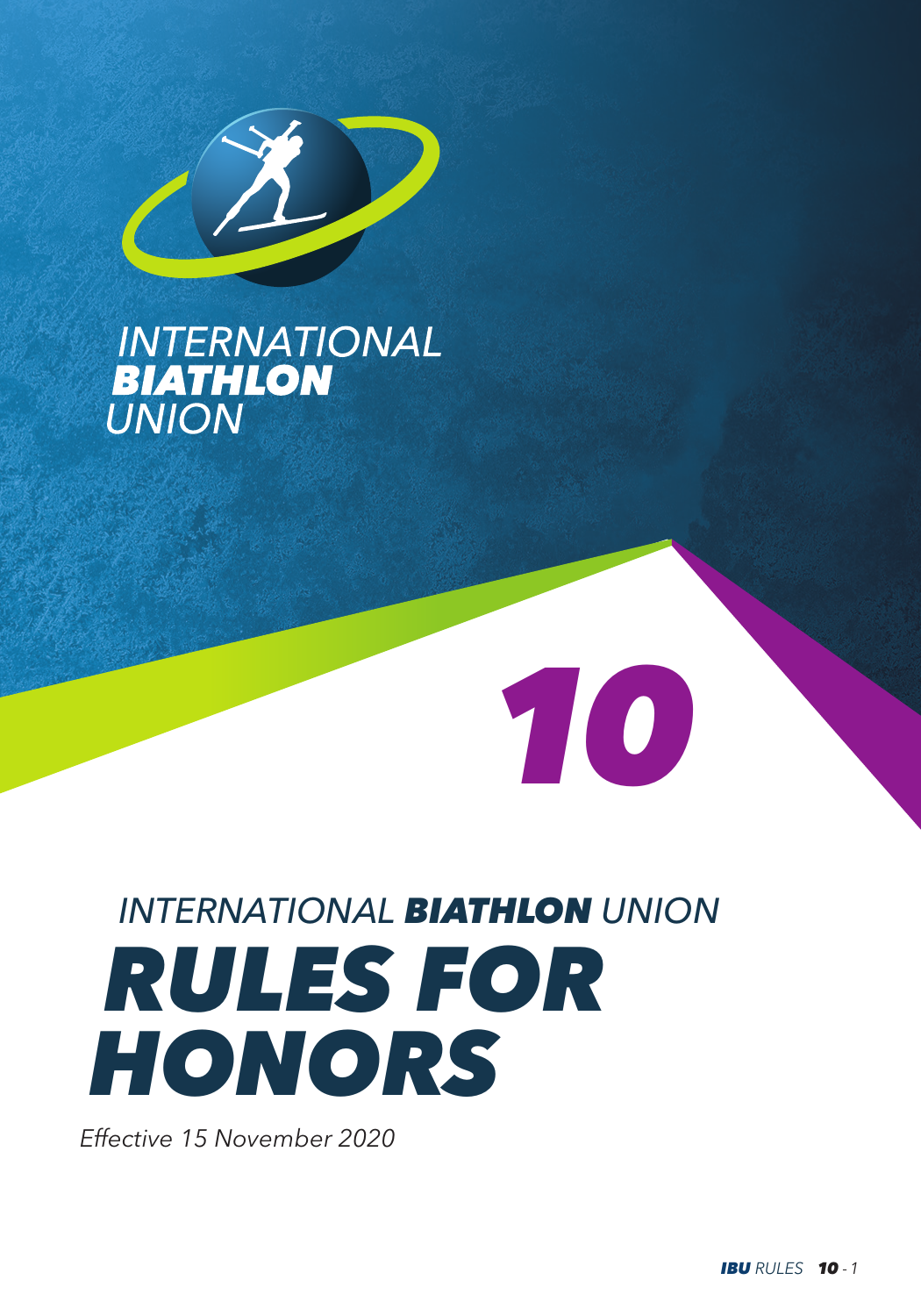INTERNATIONAL **BIATHLON** UNION

10

INTERNATIONAL **BIATHLON** UNION

# RULES FOR HONORS

*Effective 15 November 2020*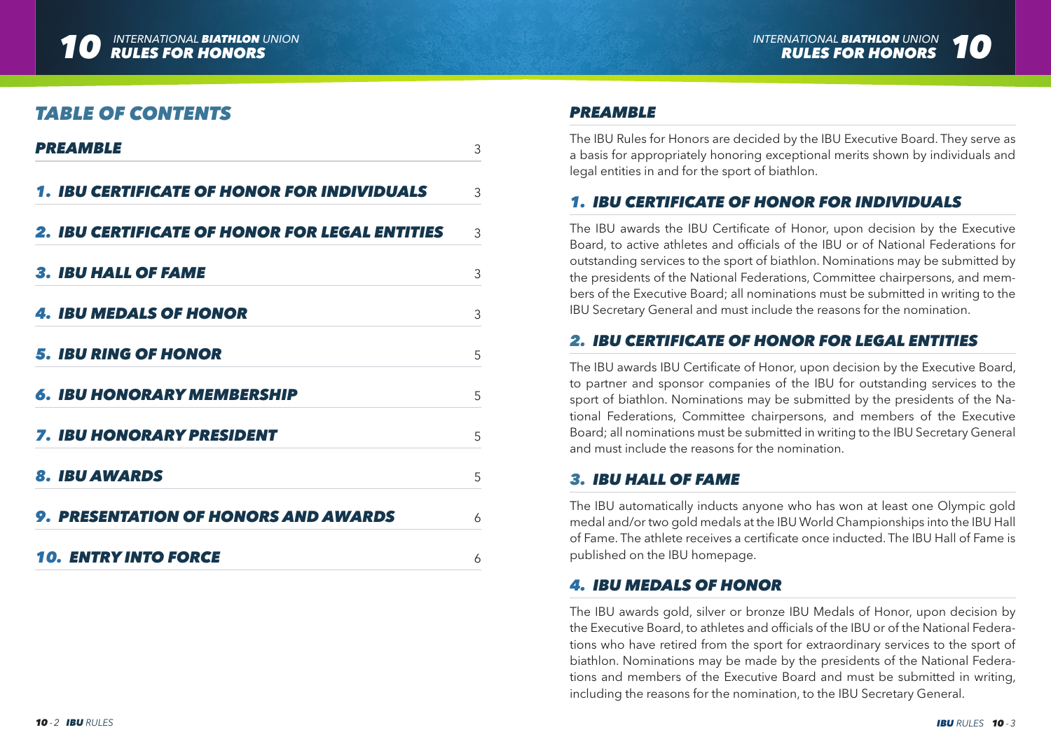## TABLE OF CONTENTS

| | |
|---|---|
| PREAMBLE | 3 |
| 1. IBU CERTIFICATE OF HONOR FOR INDIVIDUALS | 3 |
| 2. IBU CERTIFICATE OF HONOR FOR LEGAL ENTITIES | 3 |
| 3. IBU HALL OF FAME | 3 |
| 4. IBU MEDALS OF HONOR | 3 |
| 5. IBU RING OF HONOR | 5 |
| 6. IBU HONORARY MEMBERSHIP | 5 |
| 7. IBU HONORARY PRESIDENT | 5 |
| 8. IBU AWARDS | 5 |
| 9. PRESENTATION OF HONORS AND AWARDS | 6 |
| 10. ENTRY INTO FORCE | 6 |

## PREAMBLE

The IBU Rules for Honors are decided by the IBU Executive Board. They serve as a basis for appropriately honoring exceptional merits shown by individuals and legal entities in and for the sport of biathlon.

## 1. IBU CERTIFICATE OF HONOR FOR INDIVIDUALS

The IBU awards the IBU Certificate of Honor, upon decision by the Executive Board, to active athletes and officials of the IBU or of National Federations for outstanding services to the sport of biathlon. Nominations may be submitted by the presidents of the National Federations, Committee chairpersons, and members of the Executive Board; all nominations must be submitted in writing to the IBU Secretary General and must include the reasons for the nomination.

## 2. IBU CERTIFICATE OF HONOR FOR LEGAL ENTITIES

The IBU awards IBU Certificate of Honor, upon decision by the Executive Board, to partner and sponsor companies of the IBU for outstanding services to the sport of biathlon. Nominations may be submitted by the presidents of the National Federations, Committee chairpersons, and members of the Executive Board; all nominations must be submitted in writing to the IBU Secretary General and must include the reasons for the nomination.

## 3. IBU HALL OF FAME

The IBU automatically inducts anyone who has won at least one Olympic gold medal and/or two gold medals at the IBU World Championships into the IBU Hall of Fame. The athlete receives a certificate once inducted. The IBU Hall of Fame is published on the IBU homepage.

## 4. IBU MEDALS OF HONOR

The IBU awards gold, silver or bronze IBU Medals of Honor, upon decision by the Executive Board, to athletes and officials of the IBU or of the National Federations who have retired from the sport for extraordinary services to the sport of biathlon. Nominations may be made by the presidents of the National Federations and members of the Executive Board and must be submitted in writing, including the reasons for the nomination, to the IBU Secretary General.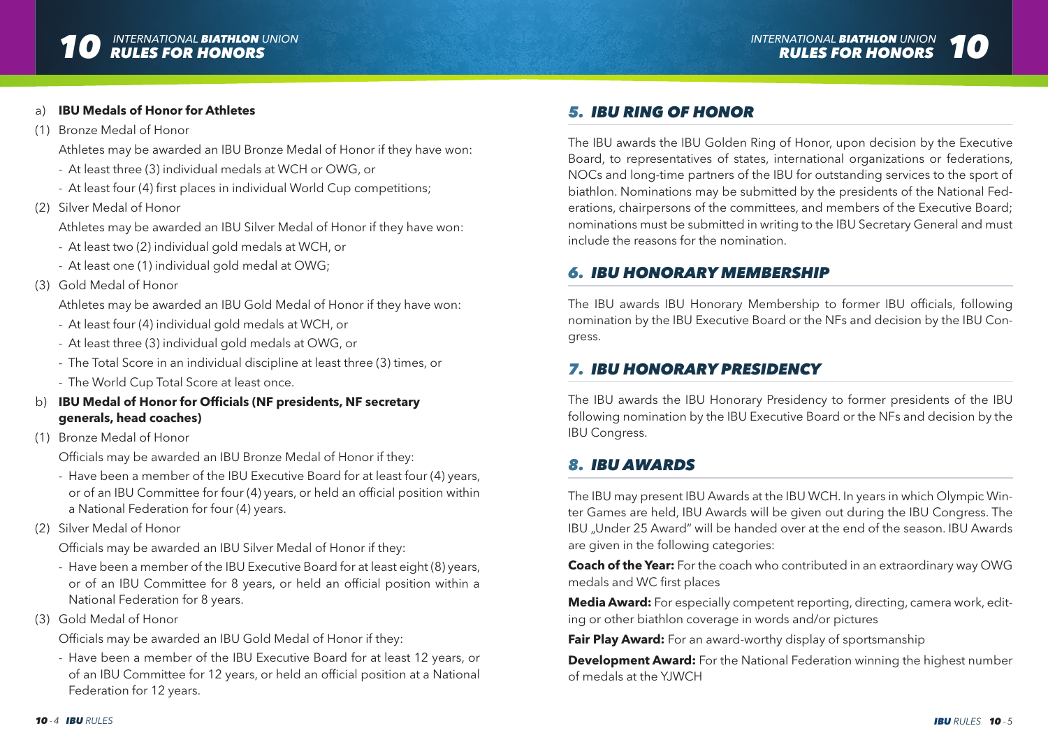a) **IBU Medals of Honor for Athletes**

(1) Bronze Medal of Honor

Athletes may be awarded an IBU Bronze Medal of Honor if they have won:

- At least three (3) individual medals at WCH or OWG, or
- At least four (4) first places in individual World Cup competitions;

(2) Silver Medal of Honor

Athletes may be awarded an IBU Silver Medal of Honor if they have won:

- At least two (2) individual gold medals at WCH, or
- At least one (1) individual gold medal at OWG;

(3) Gold Medal of Honor

Athletes may be awarded an IBU Gold Medal of Honor if they have won:

- At least four (4) individual gold medals at WCH, or
- At least three (3) individual gold medals at OWG, or
- The Total Score in an individual discipline at least three (3) times, or
- The World Cup Total Score at least once.

b) **IBU Medal of Honor for Officials (NF presidents, NF secretary generals, head coaches)**

(1) Bronze Medal of Honor

Officials may be awarded an IBU Bronze Medal of Honor if they:

- Have been a member of the IBU Executive Board for at least four (4) years, or of an IBU Committee for four (4) years, or held an official position within a National Federation for four (4) years.

(2) Silver Medal of Honor

Officials may be awarded an IBU Silver Medal of Honor if they:

- Have been a member of the IBU Executive Board for at least eight (8) years, or of an IBU Committee for 8 years, or held an official position within a National Federation for 8 years.

(3) Gold Medal of Honor

Officials may be awarded an IBU Gold Medal of Honor if they:

- Have been a member of the IBU Executive Board for at least 12 years, or of an IBU Committee for 12 years, or held an official position at a National Federation for 12 years.

## 5. IBU RING OF HONOR

The IBU awards the IBU Golden Ring of Honor, upon decision by the Executive Board, to representatives of states, international organizations or federations, NOCs and long-time partners of the IBU for outstanding services to the sport of biathlon. Nominations may be submitted by the presidents of the National Federations, chairpersons of the committees, and members of the Executive Board; nominations must be submitted in writing to the IBU Secretary General and must include the reasons for the nomination.

## 6. IBU HONORARY MEMBERSHIP

The IBU awards IBU Honorary Membership to former IBU officials, following nomination by the IBU Executive Board or the NFs and decision by the IBU Congress.

## 7. IBU HONORARY PRESIDENCY

The IBU awards the IBU Honorary Presidency to former presidents of the IBU following nomination by the IBU Executive Board or the NFs and decision by the IBU Congress.

## 8. IBU AWARDS

The IBU may present IBU Awards at the IBU WCH. In years in which Olympic Winter Games are held, IBU Awards will be given out during the IBU Congress. The IBU „Under 25 Award" will be handed over at the end of the season. IBU Awards are given in the following categories:

**Coach of the Year:** For the coach who contributed in an extraordinary way OWG medals and WC first places

**Media Award:** For especially competent reporting, directing, camera work, editing or other biathlon coverage in words and/or pictures

**Fair Play Award:** For an award-worthy display of sportsmanship

**Development Award:** For the National Federation winning the highest number of medals at the YJWCH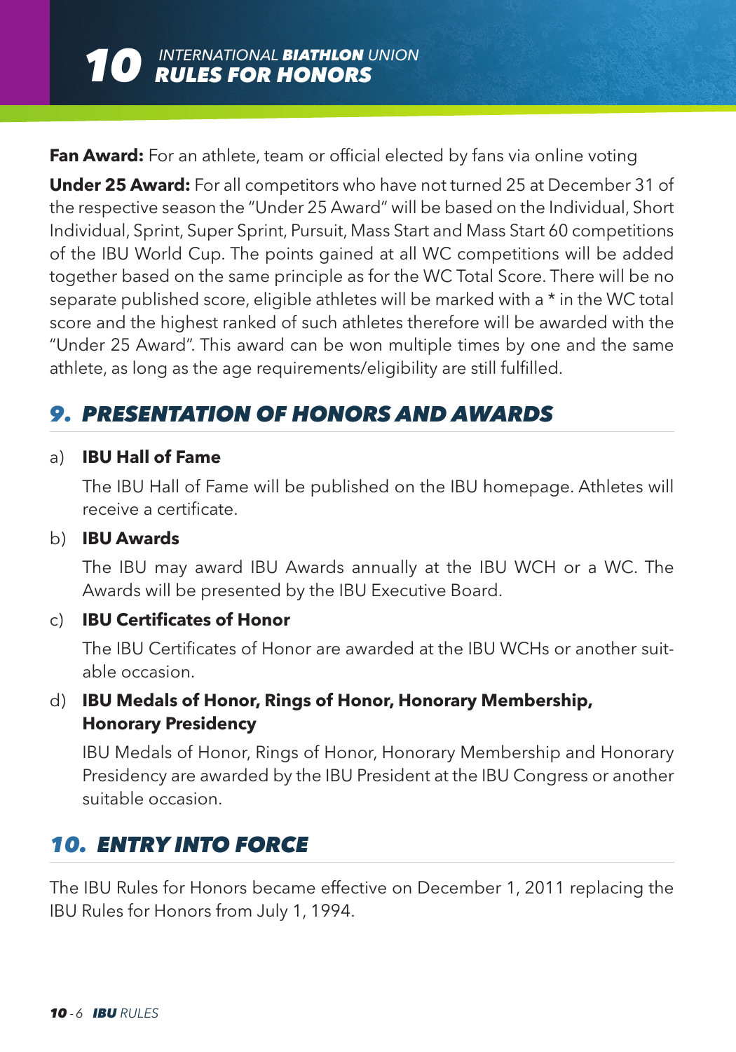**Fan Award:** For an athlete, team or official elected by fans via online voting

**Under 25 Award:** For all competitors who have not turned 25 at December 31 of the respective season the "Under 25 Award" will be based on the Individual, Short Individual, Sprint, Super Sprint, Pursuit, Mass Start and Mass Start 60 competitions of the IBU World Cup. The points gained at all WC competitions will be added together based on the same principle as for the WC Total Score. There will be no separate published score, eligible athletes will be marked with a * in the WC total score and the highest ranked of such athletes therefore will be awarded with the "Under 25 Award". This award can be won multiple times by one and the same athlete, as long as the age requirements/eligibility are still fulfilled.

## 9. PRESENTATION OF HONORS AND AWARDS

a) **IBU Hall of Fame**

The IBU Hall of Fame will be published on the IBU homepage. Athletes will receive a certificate.

b) **IBU Awards**

The IBU may award IBU Awards annually at the IBU WCH or a WC. The Awards will be presented by the IBU Executive Board.

c) **IBU Certificates of Honor**

The IBU Certificates of Honor are awarded at the IBU WCHs or another suitable occasion.

d) **IBU Medals of Honor, Rings of Honor, Honorary Membership, Honorary Presidency**

IBU Medals of Honor, Rings of Honor, Honorary Membership and Honorary Presidency are awarded by the IBU President at the IBU Congress or another suitable occasion.

## 10. ENTRY INTO FORCE

The IBU Rules for Honors became effective on December 1, 2011 replacing the IBU Rules for Honors from July 1, 1994.